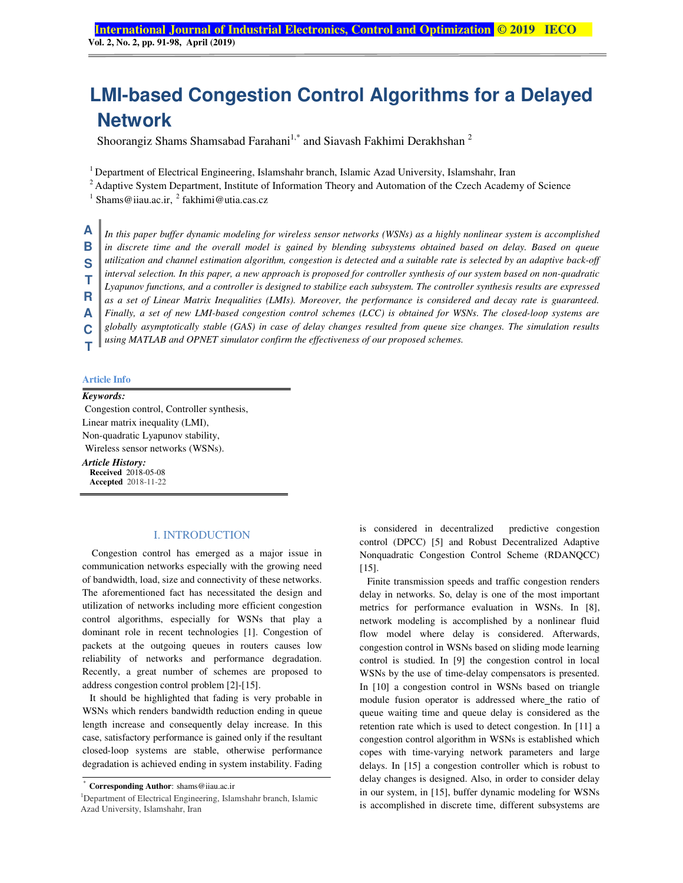# LMI-based Congestion Control Algorithms for a Delayed Network

Shoorangiz Shams Shamsabad Farahani[1,*] and Siavash Fakhimi Derakhshan [2]

[1] Department of Electrical Engineering, Islamshahr branch, Islamic Azad University, Islamshahr, Iran

[2] Adaptive System Department, Institute of Information Theory and Automation of the Czech Academy of Science

[1] Shams@iiau.ac.ir, [2] fakhimi@utia.cas.cz

**ABSTRACT**

*In this paper buffer dynamic modeling for wireless sensor networks (WSNs) as a highly nonlinear system is accomplished in discrete time and the overall model is gained by blending subsystems obtained based on delay. Based on queue utilization and channel estimation algorithm, congestion is detected and a suitable rate is selected by an adaptive back-off interval selection. In this paper, a new approach is proposed for controller synthesis of our system based on non-quadratic Lyapunov functions, and a controller is designed to stabilize each subsystem. The controller synthesis results are expressed as a set of Linear Matrix Inequalities (LMIs). Moreover, the performance is considered and decay rate is guaranteed. Finally, a set of new LMI-based congestion control schemes (LCC) is obtained for WSNs. The closed-loop systems are globally asymptotically stable (GAS) in case of delay changes resulted from queue size changes. The simulation results using MATLAB and OPNET simulator confirm the effectiveness of our proposed schemes.*

**Article Info**

***Keywords:***
Congestion control, Controller synthesis,
Linear matrix inequality (LMI),
Non-quadratic Lyapunov stability,
Wireless sensor networks (WSNs).

***Article History:***
**Received** 2018-05-08
**Accepted** 2018-11-22

## I. INTRODUCTION

Congestion control has emerged as a major issue in communication networks especially with the growing need of bandwidth, load, size and connectivity of these networks. The aforementioned fact has necessitated the design and utilization of networks including more efficient congestion control algorithms, especially for WSNs that play a dominant role in recent technologies [1]. Congestion of packets at the outgoing queues in routers causes low reliability of networks and performance degradation. Recently, a great number of schemes are proposed to address congestion control problem [2]-[15].

It should be highlighted that fading is very probable in WSNs which renders bandwidth reduction ending in queue length increase and consequently delay increase. In this case, satisfactory performance is gained only if the resultant closed-loop systems are stable, otherwise performance degradation is achieved ending in system instability. Fading is considered in decentralized predictive congestion control (DPCC) [5] and Robust Decentralized Adaptive Nonquadratic Congestion Control Scheme (RDANQCC) [15].

Finite transmission speeds and traffic congestion renders delay in networks. So, delay is one of the most important metrics for performance evaluation in WSNs. In [8], network modeling is accomplished by a nonlinear fluid flow model where delay is considered. Afterwards, congestion control in WSNs based on sliding mode learning control is studied. In [9] the congestion control in local WSNs by the use of time-delay compensators is presented. In [10] a congestion control in WSNs based on triangle module fusion operator is addressed where the ratio of queue waiting time and queue delay is considered as the retention rate which is used to detect congestion. In [11] a congestion control algorithm in WSNs is established which copes with time-varying network parameters and large delays. In [15] a congestion controller which is robust to delay changes is designed. Also, in order to consider delay in our system, in [15], buffer dynamic modeling for WSNs is accomplished in discrete time, different subsystems are

---

[*] **Corresponding Author**: shams@iiau.ac.ir

[1]Department of Electrical Engineering, Islamshahr branch, Islamic Azad University, Islamshahr, Iran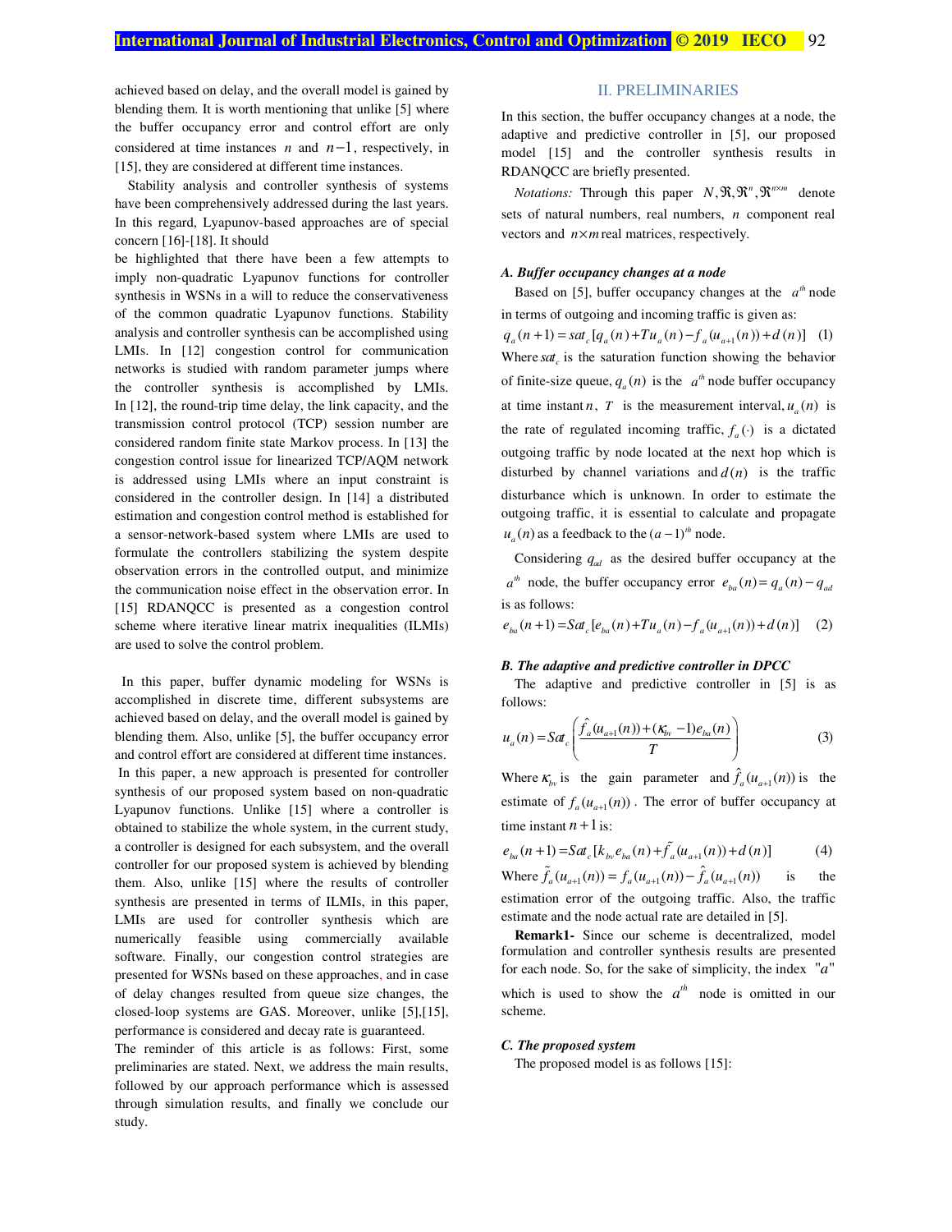achieved based on delay, and the overall model is gained by blending them. It is worth mentioning that unlike [5] where the buffer occupancy error and control effort are only considered at time instances $n$ and $n-1$, respectively, in [15], they are considered at different time instances.

Stability analysis and controller synthesis of systems have been comprehensively addressed during the last years. In this regard, Lyapunov-based approaches are of special concern [16]-[18]. It should be highlighted that there have been a few attempts to imply non-quadratic Lyapunov functions for controller synthesis in WSNs in a will to reduce the conservativeness of the common quadratic Lyapunov functions. Stability analysis and controller synthesis can be accomplished using LMIs. In [12] congestion control for communication networks is studied with random parameter jumps where the controller synthesis is accomplished by LMIs. In [12], the round-trip time delay, the link capacity, and the transmission control protocol (TCP) session number are considered random finite state Markov process. In [13] the congestion control issue for linearized TCP/AQM network is addressed using LMIs where an input constraint is considered in the controller design. In [14] a distributed estimation and congestion control method is established for a sensor-network-based system where LMIs are used to formulate the controllers stabilizing the system despite observation errors in the controlled output, and minimize the communication noise effect in the observation error. In [15] RDANQCC is presented as a congestion control scheme where iterative linear matrix inequalities (ILMIs) are used to solve the control problem.

In this paper, buffer dynamic modeling for WSNs is accomplished in discrete time, different subsystems are achieved based on delay, and the overall model is gained by blending them. Also, unlike [5], the buffer occupancy error and control effort are considered at different time instances. In this paper, a new approach is presented for controller synthesis of our proposed system based on non-quadratic Lyapunov functions. Unlike [15] where a controller is obtained to stabilize the whole system, in the current study, a controller is designed for each subsystem, and the overall controller for our proposed system is achieved by blending them. Also, unlike [15] where the results of controller synthesis are presented in terms of ILMIs, in this paper, LMIs are used for controller synthesis which are numerically feasible using commercially available software. Finally, our congestion control strategies are presented for WSNs based on these approaches, and in case of delay changes resulted from queue size changes, the closed-loop systems are GAS. Moreover, unlike [5],[15], performance is considered and decay rate is guaranteed.

The reminder of this article is as follows: First, some preliminaries are stated. Next, we address the main results, followed by our approach performance which is assessed through simulation results, and finally we conclude our study.

## II. PRELIMINARIES

In this section, the buffer occupancy changes at a node, the adaptive and predictive controller in [5], our proposed model [15] and the controller synthesis results in RDANQCC are briefly presented.

*Notations:* Through this paper $N, \mathfrak{R}, \mathfrak{R}^n, \mathfrak{R}^{n\times m}$ denote sets of natural numbers, real numbers, $n$ component real vectors and $n\times m$ real matrices, respectively.

### *A. Buffer occupancy changes at a node*

Based on [5], buffer occupancy changes at the $a^{th}$ node in terms of outgoing and incoming traffic is given as:

$$q_a(n+1) = sat_c[q_a(n) + Tu_a(n) - f_a(u_{a+1}(n)) + d(n)] \quad (1)$$

Where $sat_c$ is the saturation function showing the behavior of finite-size queue, $q_a(n)$ is the $a^{th}$ node buffer occupancy at time instant $n$, $T$ is the measurement interval, $u_a(n)$ is the rate of regulated incoming traffic, $f_a(\cdot)$ is a dictated outgoing traffic by node located at the next hop which is disturbed by channel variations and $d(n)$ is the traffic disturbance which is unknown. In order to estimate the outgoing traffic, it is essential to calculate and propagate $u_a(n)$ as a feedback to the $(a-1)^{th}$ node.

Considering $q_{ad}$ as the desired buffer occupancy at the $a^{th}$ node, the buffer occupancy error $e_{ba}(n) = q_a(n) - q_{ad}$ is as follows:

$$e_{ba}(n+1) = Sat_c[e_{ba}(n) + Tu_a(n) - f_a(u_{a+1}(n)) + d(n)] \quad (2)$$

### *B. The adaptive and predictive controller in DPCC*

The adaptive and predictive controller in [5] is as follows:

$$u_a(n) = Sat_c\left(\frac{\hat{f}_a(u_{a+1}(n)) + (\kappa_{bv} - 1)e_{ba}(n)}{T}\right) \quad (3)$$

Where $\kappa_{bv}$ is the gain parameter and $\hat{f}_a(u_{a+1}(n))$ is the estimate of $f_a(u_{a+1}(n))$. The error of buffer occupancy at time instant $n+1$ is:

$$e_{ba}(n+1) = Sat_c[k_{bv}e_{ba}(n) + \tilde{f}_a(u_{a+1}(n)) + d(n)] \quad (4)$$

Where $\tilde{f}_a(u_{a+1}(n)) = f_a(u_{a+1}(n)) - \hat{f}_a(u_{a+1}(n))$ is the estimation error of the outgoing traffic. Also, the traffic estimate and the node actual rate are detailed in [5].

**Remark1-** Since our scheme is decentralized, model formulation and controller synthesis results are presented for each node. So, for the sake of simplicity, the index "$a$" which is used to show the $a^{th}$ node is omitted in our scheme.

### *C. The proposed system*

The proposed model is as follows [15]: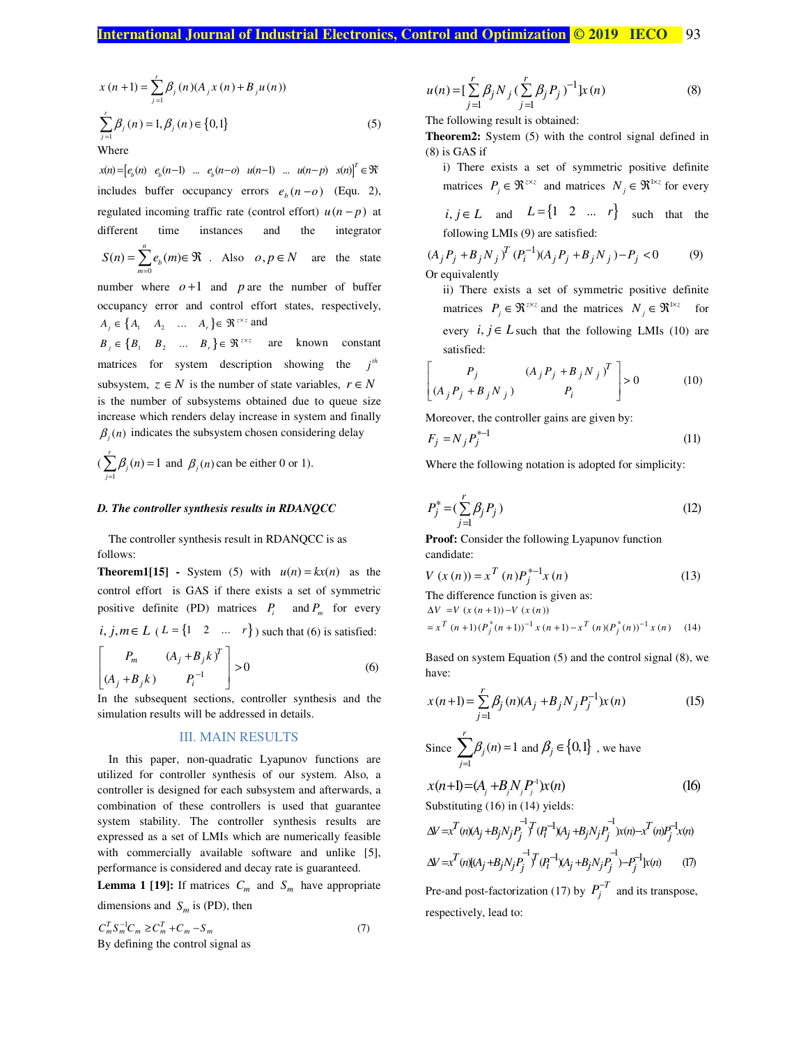$$x(n+1) = \sum_{j=1}^{r} \beta_j(n)(A_j x(n) + B_j u(n))$$

$$\sum_{j=1}^{r} \beta_j(n) = 1, \beta_j(n) \in \{0,1\} \tag{5}$$

Where

$x(n) = \begin{bmatrix} e_b(n) & e_b(n-1) & \dots & e_b(n-o) & u(n-1) & \dots & u(n-p) & s(n) \end{bmatrix}^T \in \Re$ includes buffer occupancy errors $e_b(n-o)$ (Equ. 2), regulated incoming traffic rate (control effort) $u(n-p)$ at different time instances and the integrator $S(n) = \sum_{m=0}^{n} e_b(m) \in \Re$. Also $o, p \in N$ are the state number where $o+1$ and $p$ are the number of buffer occupancy error and control effort states, respectively, $A_j \in \{A_1 \quad A_2 \quad \dots \quad A_r\} \in \Re^{z \times z}$ and $B_j \in \{B_1 \quad B_2 \quad \dots \quad B_r\} \in \Re^{z \times z}$ are known constant matrices for system description showing the $j^{th}$ subsystem, $z \in N$ is the number of state variables, $r \in N$ is the number of subsystems obtained due to queue size increase which renders delay increase in system and finally $\beta_j(n)$ indicates the subsystem chosen considering delay ($\sum_{j=1}^{r} \beta_j(n) = 1$ and $\beta_j(n)$ can be either 0 or 1).

### *D. The controller synthesis results in RDANQCC*

The controller synthesis result in RDANQCC is as follows:

**Theorem1[15] -** System (5) with $u(n) = kx(n)$ as the control effort is GAS if there exists a set of symmetric positive definite (PD) matrices $P_i$ and $P_m$ for every $i, j, m \in L$ ($L = \{1 \quad 2 \quad \dots \quad r\}$) such that (6) is satisfied:

$$\begin{bmatrix} P_m & (A_j + B_j k)^T \\ (A_j + B_j k) & P_i^{-1} \end{bmatrix} > 0 \tag{6}$$

In the subsequent sections, controller synthesis and the simulation results will be addressed in details.

## III. MAIN RESULTS

In this paper, non-quadratic Lyapunov functions are utilized for controller synthesis of our system. Also, a controller is designed for each subsystem and afterwards, a combination of these controllers is used that guarantee system stability. The controller synthesis results are expressed as a set of LMIs which are numerically feasible with commercially available software and unlike [5], performance is considered and decay rate is guaranteed.

**Lemma 1 [19]:** If matrices $C_m$ and $S_m$ have appropriate dimensions and $S_m$ is (PD), then

$$C_m^T S_m^{-1} C_m \geq C_m^T + C_m - S_m \tag{7}$$

By defining the control signal as

$$u(n) = [\sum_{j=1}^{r} \beta_j N_j (\sum_{j=1}^{r} \beta_j P_j)^{-1}] x(n) \tag{8}$$

The following result is obtained:

**Theorem2:** System (5) with the control signal defined in (8) is GAS if

i) There exists a set of symmetric positive definite matrices $P_j \in \Re^{z \times z}$ and matrices $N_j \in \Re^{1 \times z}$ for every $i, j \in L$ and $L = \{1 \quad 2 \quad \dots \quad r\}$ such that the following LMIs (9) are satisfied:

$$(A_j P_j + B_j N_j)^T (P_i^{-1})(A_j P_j + B_j N_j) - P_j < 0 \tag{9}$$

Or equivalently

ii) There exists a set of symmetric positive definite matrices $P_j \in \Re^{z \times z}$ and the matrices $N_j \in \Re^{1 \times z}$ for every $i, j \in L$ such that the following LMIs (10) are satisfied:

$$\begin{bmatrix} P_j & (A_j P_j + B_j N_j)^T \\ (A_j P_j + B_j N_j) & P_i \end{bmatrix} > 0 \tag{10}$$

Moreover, the controller gains are given by:

$$F_j = N_j P_j^{*-1} \tag{11}$$

Where the following notation is adopted for simplicity:

$$P_j^* = (\sum_{j=1}^{r} \beta_j P_j) \tag{12}$$

**Proof:** Consider the following Lyapunov function candidate:

$$V(x(n)) = x^T(n) P_j^{*-1} x(n) \tag{13}$$

The difference function is given as:

$$\Delta V = V(x(n+1)) - V(x(n))$$
$$= x^T(n+1)(P_j^*(n+1))^{-1} x(n+1) - x^T(n)(P_j^*(n))^{-1} x(n) \tag{14}$$

Based on system Equation (5) and the control signal (8), we have:

$$x(n+1) = \sum_{j=1}^{r} \beta_j(n)(A_j + B_j N_j P_j^{-1}) x(n) \tag{15}$$

Since $\sum_{j=1}^{r} \beta_j(n) = 1$ and $\beta_j \in \{0,1\}$, we have

$$x(n+1) = (A_j + B_j N_j P_j^{-1}) x(n) \tag{16}$$

Substituting (16) in (14) yields:

$$\Delta V = x^T(n)(A_j + B_j N_j P_j^{-1})^T (P_i^{-1})(A_j + B_j N_j P_j^{-1}) x(n) - x^T(n) P_j^{-1} x(n)$$

$$\Delta V = x^T(n)[(A_j + B_j N_j P_j^{-1})^T (P_i^{-1})(A_j + B_j N_j P_j^{-1}) - P_j^{-1}] x(n) \tag{17}$$

Pre-and post-factorization (17) by $P_j^{-T}$ and its transpose, respectively, lead to: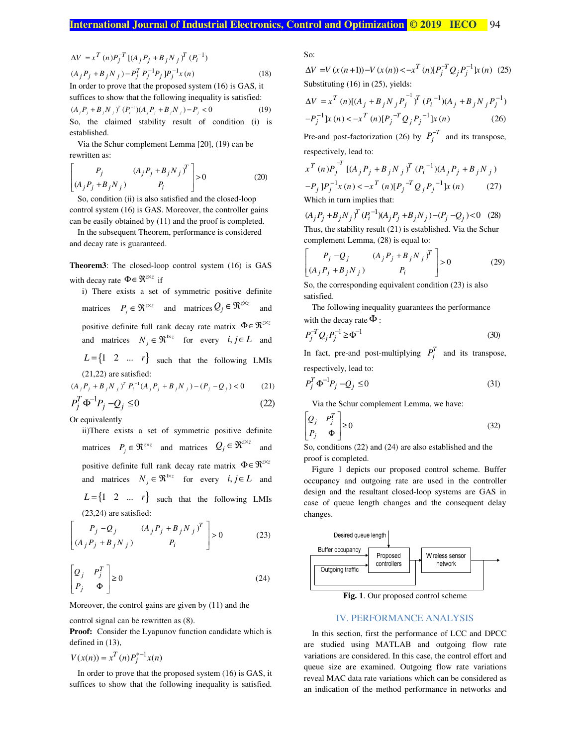$$\Delta V = x^T(n)P_j^{-T}[(A_jP_j + B_jN_j)^T(P_i^{-1})$$

$$(A_jP_j + B_jN_j) - P_j^T P_j^{-1} P_j]P_j^{-1}x(n) \tag{18}$$

In order to prove that the proposed system (16) is GAS, it suffices to show that the following inequality is satisfied:

$$(A_jP_j + B_jN_j)^T(P_i^{-1})(A_jP_j + B_jN_j) - P_j < 0 \tag{19}$$

So, the claimed stability result of condition (i) is established.

Via the Schur complement Lemma [20], (19) can be rewritten as:

$$\begin{bmatrix} P_j & (A_jP_j + B_jN_j)^T \\ (A_jP_j + B_jN_j) & P_i \end{bmatrix} > 0 \tag{20}$$

So, condition (ii) is also satisfied and the closed-loop control system (16) is GAS. Moreover, the controller gains can be easily obtained by (11) and the proof is completed.

In the subsequent Theorem, performance is considered and decay rate is guaranteed.

**Theorem3**: The closed-loop control system (16) is GAS with decay rate $\Phi \in \Re^{z \times z}$ if

i) There exists a set of symmetric positive definite matrices $P_j \in \Re^{z \times z}$ and matrices $Q_j \in \Re^{z \times z}$ and positive definite full rank decay rate matrix $\Phi \in \Re^{z \times z}$ and matrices $N_j \in \Re^{1 \times z}$ for every $i, j \in L$ and $L = \{1 \quad 2 \quad \ldots \quad r\}$ such that the following LMIs (21,22) are satisfied:

$$(A_jP_j + B_jN_j)^T P_i^{-1}(A_jP_j + B_jN_j) - (P_j - Q_j) < 0 \tag{21}$$

$$P_j^T \Phi^{-1} P_j - Q_j \leq 0 \tag{22}$$

Or equivalently

ii) There exists a set of symmetric positive definite matrices $P_j \in \Re^{z \times z}$ and matrices $Q_j \in \Re^{z \times z}$ and positive definite full rank decay rate matrix $\Phi \in \Re^{z \times z}$ and matrices $N_j \in \Re^{1 \times z}$ for every $i, j \in L$ and $L = \{1 \quad 2 \quad \ldots \quad r\}$ such that the following LMIs (23,24) are satisfied:

$$\begin{bmatrix} P_j - Q_j & (A_jP_j + B_jN_j)^T \\ (A_jP_j + B_jN_j) & P_i \end{bmatrix} > 0 \tag{23}$$

$$\begin{bmatrix} Q_j & P_j^T \\ P_j & \Phi \end{bmatrix} \geq 0 \tag{24}$$

Moreover, the control gains are given by (11) and the control signal can be rewritten as (8).

**Proof:** Consider the Lyapunov function candidate which is defined in (13),

$$V(x(n)) = x^T(n)P_j^{*-1}x(n)$$

In order to prove that the proposed system (16) is GAS, it suffices to show that the following inequality is satisfied. So:

$$\Delta V = V(x(n+1)) - V(x(n)) < -x^T(n)[P_j^{-T} Q_j P_j^{-1}]x(n) \tag{25}$$

Substituting (16) in (25), yields:

$$\Delta V = x^T(n)[(A_j + B_jN_jP_j^{-1})^T(P_i^{-1})(A_j + B_jN_jP_j^{-1})$$

$$-P_j^{-1}]x(n) < -x^T(n)[P_j^{-T}Q_jP_j^{-1}]x(n) \tag{26}$$

Pre-and post-factorization (26) by $P_j^{-T}$ and its transpose, respectively, lead to:

$$x^T(n)P_j^{-T}[(A_jP_j + B_jN_j)^T(P_i^{-1})(A_jP_j + B_jN_j)$$

$$-P_j]P_j^{-1}x(n) < -x^T(n)[P_j^{-T}Q_jP_j^{-1}]x(n) \tag{27}$$

Which in turn implies that:

$$(A_jP_j + B_jN_j)^T(P_i^{-1})(A_jP_j + B_jN_j) - (P_j - Q_j) < 0 \tag{28}$$

Thus, the stability result (21) is established. Via the Schur complement Lemma, (28) is equal to:

$$\begin{bmatrix} P_j - Q_j & (A_jP_j + B_jN_j)^T \\ (A_jP_j + B_jN_j) & P_i \end{bmatrix} > 0 \tag{29}$$

So, the corresponding equivalent condition (23) is also satisfied.

The following inequality guarantees the performance with the decay rate $\Phi$:

$$P_j^{-T}Q_jP_j^{-1} \geq \Phi^{-1} \tag{30}$$

In fact, pre-and post-multiplying $P_j^T$ and its transpose, respectively, lead to:

$$P_j^T \Phi^{-1} P_j - Q_j \leq 0 \tag{31}$$

Via the Schur complement Lemma, we have:

$$\begin{bmatrix} Q_j & P_j^T \\ P_j & \Phi \end{bmatrix} \geq 0 \tag{32}$$

So, conditions (22) and (24) are also established and the proof is completed.

Figure 1 depicts our proposed control scheme. Buffer occupancy and outgoing rate are used in the controller design and the resultant closed-loop systems are GAS in case of queue length changes and the consequent delay changes.

Desired queue length

Buffer occupancy

Outgoing traffic

Proposed controllers

Wireless sensor network

**Fig. 1**. Our proposed control scheme

## IV. PERFORMANCE ANALYSIS

In this section, first the performance of LCC and DPCC are studied using MATLAB and outgoing flow rate variations are considered. In this case, the control effort and queue size are examined. Outgoing flow rate variations reveal MAC data rate variations which can be considered as an indication of the method performance in networks and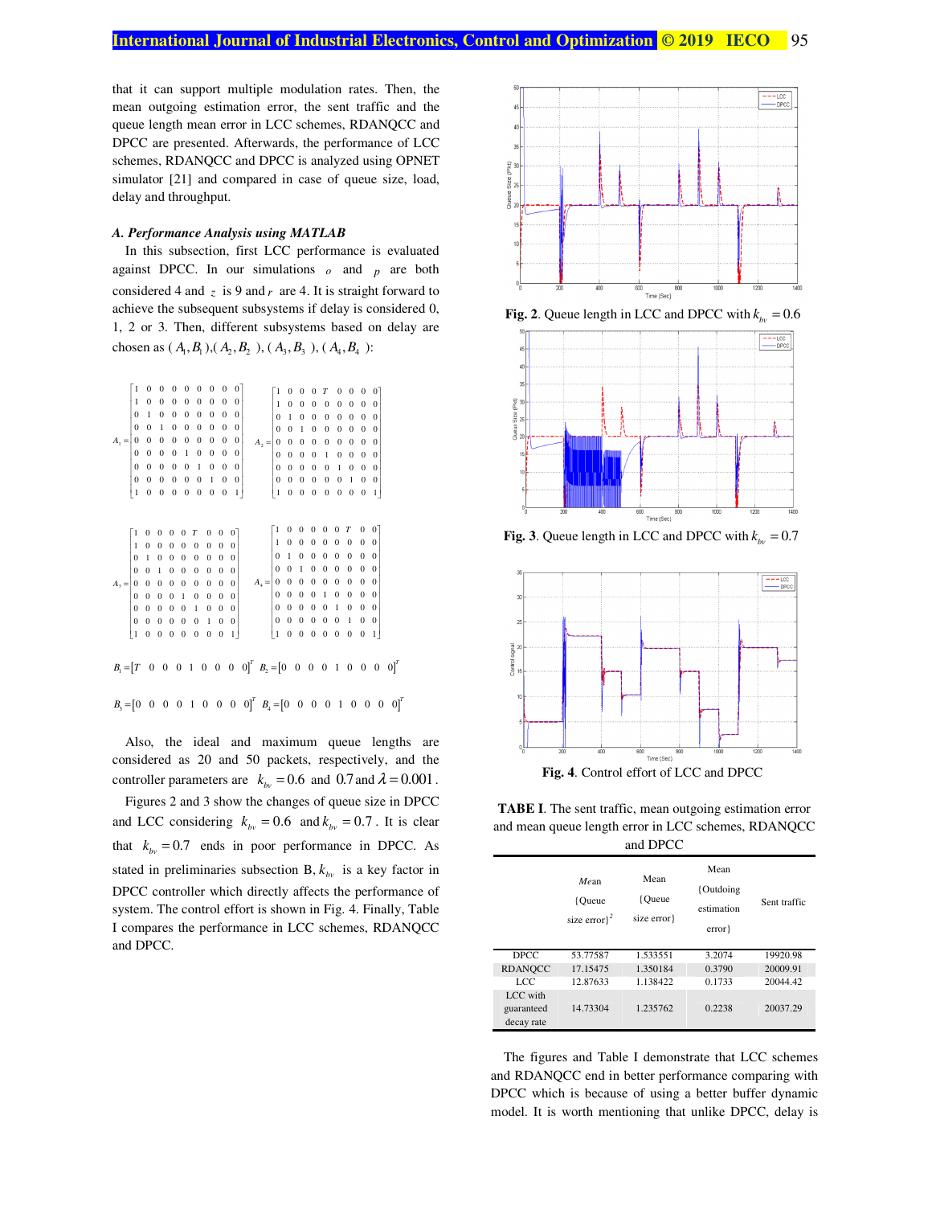that it can support multiple modulation rates. Then, the mean outgoing estimation error, the sent traffic and the queue length mean error in LCC schemes, RDANQCC and DPCC are presented. Afterwards, the performance of LCC schemes, RDANQCC and DPCC is analyzed using OPNET simulator [21] and compared in case of queue size, load, delay and throughput.

### A. Performance Analysis using MATLAB

In this subsection, first LCC performance is evaluated against DPCC. In our simulations $o$ and $p$ are both considered 4 and $z$ is 9 and $r$ are 4. It is straight forward to achieve the subsequent subsystems if delay is considered 0, 1, 2 or 3. Then, different subsystems based on delay are chosen as ($A_1, B_1$),($A_2, B_2$), ($A_3, B_3$), ($A_4, B_4$):

$$A_1 = \begin{bmatrix} 1&0&0&0&0&0&0&0&0 \\ 1&0&0&0&0&0&0&0&0 \\ 0&1&0&0&0&0&0&0&0 \\ 0&0&1&0&0&0&0&0&0 \\ 0&0&0&0&0&0&0&0&0 \\ 0&0&0&0&1&0&0&0&0 \\ 0&0&0&0&0&1&0&0&0 \\ 0&0&0&0&0&0&1&0&0 \\ 1&0&0&0&0&0&0&0&1 \end{bmatrix} \quad A_2 = \begin{bmatrix} 1&0&0&0&T&0&0&0&0 \\ 1&0&0&0&0&0&0&0&0 \\ 0&1&0&0&0&0&0&0&0 \\ 0&0&1&0&0&0&0&0&0 \\ 0&0&0&0&0&0&0&0&0 \\ 0&0&0&0&1&0&0&0&0 \\ 0&0&0&0&0&1&0&0&0 \\ 0&0&0&0&0&0&1&0&0 \\ 1&0&0&0&0&0&0&0&1 \end{bmatrix}$$

$$A_3 = \begin{bmatrix} 1&0&0&0&0&T&0&0&0 \\ 1&0&0&0&0&0&0&0&0 \\ 0&1&0&0&0&0&0&0&0 \\ 0&0&1&0&0&0&0&0&0 \\ 0&0&0&0&0&0&0&0&0 \\ 0&0&0&0&1&0&0&0&0 \\ 0&0&0&0&0&1&0&0&0 \\ 0&0&0&0&0&0&1&0&0 \\ 1&0&0&0&0&0&0&0&1 \end{bmatrix} \quad A_4 = \begin{bmatrix} 1&0&0&0&0&0&T&0&0 \\ 1&0&0&0&0&0&0&0&0 \\ 0&1&0&0&0&0&0&0&0 \\ 0&0&1&0&0&0&0&0&0 \\ 0&0&0&0&0&0&0&0&0 \\ 0&0&0&0&1&0&0&0&0 \\ 0&0&0&0&0&1&0&0&0 \\ 0&0&0&0&0&0&1&0&0 \\ 1&0&0&0&0&0&0&0&1 \end{bmatrix}$$

$$B_1 = [T\ \ 0\ \ 0\ \ 0\ \ 1\ \ 0\ \ 0\ \ 0\ \ 0]^T \quad B_2 = [0\ \ 0\ \ 0\ \ 0\ \ 1\ \ 0\ \ 0\ \ 0\ \ 0]^T$$

$$B_3 = [0\ \ 0\ \ 0\ \ 0\ \ 1\ \ 0\ \ 0\ \ 0\ \ 0]^T \quad B_4 = [0\ \ 0\ \ 0\ \ 0\ \ 1\ \ 0\ \ 0\ \ 0\ \ 0]^T$$

Also, the ideal and maximum queue lengths are considered as 20 and 50 packets, respectively, and the controller parameters are $k_{bv} = 0.6$ and $0.7$ and $\lambda = 0.001$.

Figures 2 and 3 show the changes of queue size in DPCC and LCC considering $k_{bv} = 0.6$ and $k_{bv} = 0.7$. It is clear that $k_{bv} = 0.7$ ends in poor performance in DPCC. As stated in preliminaries subsection B, $k_{bv}$ is a key factor in DPCC controller which directly affects the performance of system. The control effort is shown in Fig. 4. Finally, Table I compares the performance in LCC schemes, RDANQCC and DPCC.

**Fig. 2**. Queue length in LCC and DPCC with $k_{bv} = 0.6$

**Fig. 3**. Queue length in LCC and DPCC with $k_{bv} = 0.7$

**Fig. 4**. Control effort of LCC and DPCC

**TABE I**. The sent traffic, mean outgoing estimation error and mean queue length error in LCC schemes, RDANQCC and DPCC

| | Mean {Queue size error}$^2$ | Mean {Queue size error} | Mean {Outdoing estimation error} | Sent traffic |
|---|---|---|---|---|
| DPCC | 53.77587 | 1.533551 | 3.2074 | 19920.98 |
| RDANQCC | 17.15475 | 1.350184 | 0.3790 | 20009.91 |
| LCC | 12.87633 | 1.138422 | 0.1733 | 20044.42 |
| LCC with guaranteed decay rate | 14.73304 | 1.235762 | 0.2238 | 20037.29 |

The figures and Table I demonstrate that LCC schemes and RDANQCC end in better performance comparing with DPCC which is because of using a better buffer dynamic model. It is worth mentioning that unlike DPCC, delay is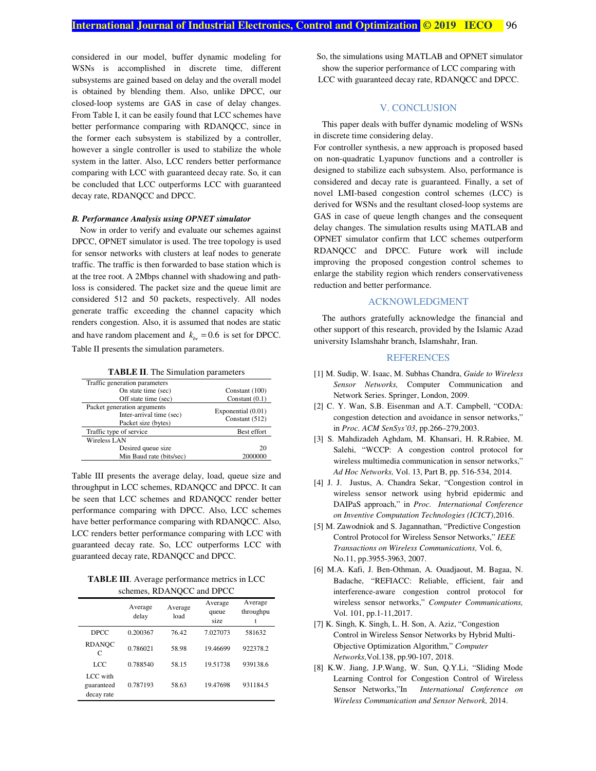considered in our model, buffer dynamic modeling for WSNs is accomplished in discrete time, different subsystems are gained based on delay and the overall model is obtained by blending them. Also, unlike DPCC, our closed-loop systems are GAS in case of delay changes. From Table I, it can be easily found that LCC schemes have better performance comparing with RDANQCC, since in the former each subsystem is stabilized by a controller, however a single controller is used to stabilize the whole system in the latter. Also, LCC renders better performance comparing with LCC with guaranteed decay rate. So, it can be concluded that LCC outperforms LCC with guaranteed decay rate, RDANQCC and DPCC.

### *B. Performance Analysis using OPNET simulator*

Now in order to verify and evaluate our schemes against DPCC, OPNET simulator is used. The tree topology is used for sensor networks with clusters at leaf nodes to generate traffic. The traffic is then forwarded to base station which is at the tree root. A 2Mbps channel with shadowing and path-loss is considered. The packet size and the queue limit are considered 512 and 50 packets, respectively. All nodes generate traffic exceeding the channel capacity which renders congestion. Also, it is assumed that nodes are static and have random placement and $k_{bv} = 0.6$ is set for DPCC. Table II presents the simulation parameters.

**TABLE II**. The Simulation parameters

| Parameter | Value |
|---|---|
| Traffic generation parameters | |
| On state time (sec) | Constant (100) |
| Off state time (sec) | Constant (0.1) |
| Packet generation arguments | |
| Inter-arrival time (sec) | Exponential (0.01) |
| Packet size (bytes) | Constant (512) |
| Traffic type of service | Best effort |
| Wireless LAN | |
| Desired queue size | 20 |
| Min Baud rate (bits/sec) | 2000000 |

Table III presents the average delay, load, queue size and throughput in LCC schemes, RDANQCC and DPCC. It can be seen that LCC schemes and RDANQCC render better performance comparing with DPCC. Also, LCC schemes have better performance comparing with RDANQCC. Also, LCC renders better performance comparing with LCC with guaranteed decay rate. So, LCC outperforms LCC with guaranteed decay rate, RDANQCC and DPCC.

**TABLE III**. Average performance metrics in LCC schemes, RDANQCC and DPCC

| | Average delay | Average load | Average queue size | Average throughput |
|---|---|---|---|---|
| DPCC | 0.200367 | 76.42 | 7.027073 | 581632 |
| RDANQCC | 0.786021 | 58.98 | 19.46699 | 922378.2 |
| LCC | 0.788540 | 58.15 | 19.51738 | 939138.6 |
| LCC with guaranteed decay rate | 0.787193 | 58.63 | 19.47698 | 931184.5 |

So, the simulations using MATLAB and OPNET simulator show the superior performance of LCC comparing with LCC with guaranteed decay rate, RDANQCC and DPCC.

## V. CONCLUSION

This paper deals with buffer dynamic modeling of WSNs in discrete time considering delay.

For controller synthesis, a new approach is proposed based on non-quadratic Lyapunov functions and a controller is designed to stabilize each subsystem. Also, performance is considered and decay rate is guaranteed. Finally, a set of novel LMI-based congestion control schemes (LCC) is derived for WSNs and the resultant closed-loop systems are GAS in case of queue length changes and the consequent delay changes. The simulation results using MATLAB and OPNET simulator confirm that LCC schemes outperform RDANQCC and DPCC. Future work will include improving the proposed congestion control schemes to enlarge the stability region which renders conservativeness reduction and better performance.

## ACKNOWLEDGMENT

The authors gratefully acknowledge the financial and other support of this research, provided by the Islamic Azad university Islamshahr branch, Islamshahr, Iran.

## REFERENCES

[1] M. Sudip, W. Isaac, M. Subhas Chandra, *Guide to Wireless Sensor Networks,* Computer Communication and Network Series. Springer, London, 2009.

[2] C. Y. Wan, S.B. Eisenman and A.T. Campbell, "CODA: congestion detection and avoidance in sensor networks," in *Proc. ACM SenSys'03*, pp.266–279,2003.

[3] S. Mahdizadeh Aghdam, M. Khansari, H. R.Rabiee, M. Salehi, "WCCP: A congestion control protocol for wireless multimedia communication in sensor networks," *Ad Hoc Networks,* Vol. 13, Part B, pp. 516-534, 2014.

[4] J. J. Justus, A. Chandra Sekar, "Congestion control in wireless sensor network using hybrid epidermic and DAIPaS approach," in *Proc. International Conference on Inventive Computation Technologies (ICICT)*,2016.

[5] M. Zawodniok and S. Jagannathan, "Predictive Congestion Control Protocol for Wireless Sensor Networks," *IEEE Transactions on Wireless Communications,* Vol. 6, No.11, pp.3955-3963, 2007.

[6] M.A. Kafi, J. Ben-Othman, A. Ouadjaout, M. Bagaa, N. Badache, "REFIACC: Reliable, efficient, fair and interference-aware congestion control protocol for wireless sensor networks," *Computer Communications,* Vol. 101, pp.1-11,2017.

[7] K. Singh, K. Singh, L. H. Son, A. Aziz, "Congestion Control in Wireless Sensor Networks by Hybrid Multi-Objective Optimization Algorithm," *Computer Networks,*Vol.138, pp.90-107, 2018.

[8] K.W. Jiang, J.P.Wang, W. Sun, Q.Y.Li, "Sliding Mode Learning Control for Congestion Control of Wireless Sensor Networks,"In *International Conference on Wireless Communication and Sensor Network,* 2014.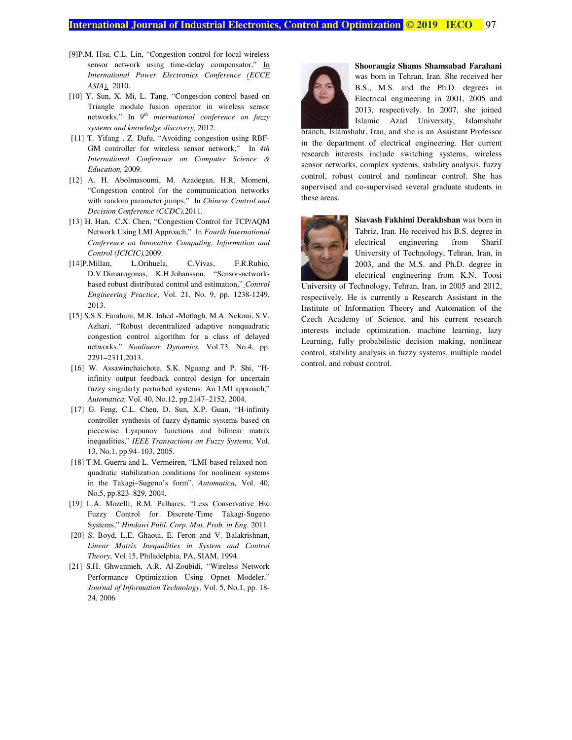[9] P.M. Hsu, C.L. Lin, "Congestion control for local wireless sensor network using time-delay compensator," In *International Power Electronics Conference (ECCE ASIA),* 2010.

[10] Y. Sun, X. Mi, L. Tang, "Congestion control based on Triangle module fusion operator in wireless sensor networks," In *9th international conference on fuzzy systems and knowledge discovery,* 2012.

[11] T. Yifang , Z. Dafu, "Avoiding congestion using RBF-GM controller for wireless sensor network," In *4th International Conference on Computer Science & Education,* 2009.

[12] A. H. Abolmasoumi, M. Azadegan, H.R. Momeni, "Congestion control for the communication networks with random parameter jumps," In *Chinese Control and Decision Conference (CCDC),*2011.

[13] H. Han, C.X. Chen, "Congestion Control for TCP/AQM Network Using LMI Approach," In *Fourth International Conference on Innovative Computing, Information and Control (ICICIC),*2009.

[14] P.Millan, L.Orihuela, C.Vivas, F.R.Rubio, D.V.Dimarogonas, K.H.Johansson, "Sensor-network-based robust distributed control and estimation," *Control Engineering Practice*, Vol. 21, No. 9, pp. 1238-1249, 2013.

[15] S.S.S. Farahani, M.R. Jahed -Motlagh, M.A. Nekoui, S.V. Azhari, "Robust decentralized adaptive nonquadratic congestion control algorithm for a class of delayed networks," *Nonlinear Dynamics,* Vol.73, No.4, pp. 2291–2311,2013.

[16] W. Assawinchaichote, S.K. Nguang and P. Shi, "H-infinity output feedback control design for uncertain fuzzy singularly perturbed systems: An LMI approach," *Automatica,* Vol. 40, No.12, pp.2147–2152, 2004.

[17] G. Feng, C.L. Chen, D. Sun, X.P. Guan, "H-infinity controller synthesis of fuzzy dynamic systems based on piecewise Lyapunov functions and bilinear matrix inequalities," *IEEE Transactions on Fuzzy Systems,* Vol. 13, No.1, pp.94–103, 2005.

[18] T.M. Guerra and L. Vermeiren, "LMI-based relaxed non-quadratic stabilization conditions for nonlinear systems in the Takagi–Sugeno's form", *Automatica,* Vol. 40, No.5, pp.823–829, 2004.

[19] L.A. Mozelli, R.M. Palhares, "Less Conservative H∞ Fuzzy Control for Discrete-Time Takagi-Sugeno Systems," *Hindawi Publ. Corp. Mat. Prob. in Eng.* 2011.

[20] S. Boyd, L.E. Ghaoui, E. Feron and V. Balakrishnan, *Linear Matrix Inequalities in System and Control Theory*, Vol.15, Philadelphia, PA, SIAM, 1994.

[21] S.H. Ghwanmeh, A.R. Al-Zoubidi, "Wireless Network Performance Optimization Using Opnet Modeler," *Journal of Information Technology,* Vol. 5, No.1, pp. 18-24, 2006

**Shoorangiz Shams Shamsabad Farahani** was born in Tehran, Iran. She received her B.S., M.S. and the Ph.D. degrees in Electrical engineering in 2001, 2005 and 2013, respectively. In 2007, she joined Islamic Azad University, Islamshahr branch, Islamshahr, Iran, and she is an Assistant Professor in the department of electrical engineering. Her current research interests include switching systems, wireless sensor networks, complex systems, stability analysis, fuzzy control, robust control and nonlinear control. She has supervised and co-supervised several graduate students in these areas.

**Siavash Fakhimi Derakhshan** was born in Tabriz, Iran. He received his B.S. degree in electrical engineering from Sharif University of Technology, Tehran, Iran, in 2003, and the M.S. and Ph.D. degree in electrical engineering from K.N. Toosi University of Technology, Tehran, Iran, in 2005 and 2012, respectively. He is currently a Research Assistant in the Institute of Information Theory and Automation of the Czech Academy of Science, and his current research interests include optimization, machine learning, lazy Learning, fully probabilistic decision making, nonlinear control, stability analysis in fuzzy systems, multiple model control, and robust control.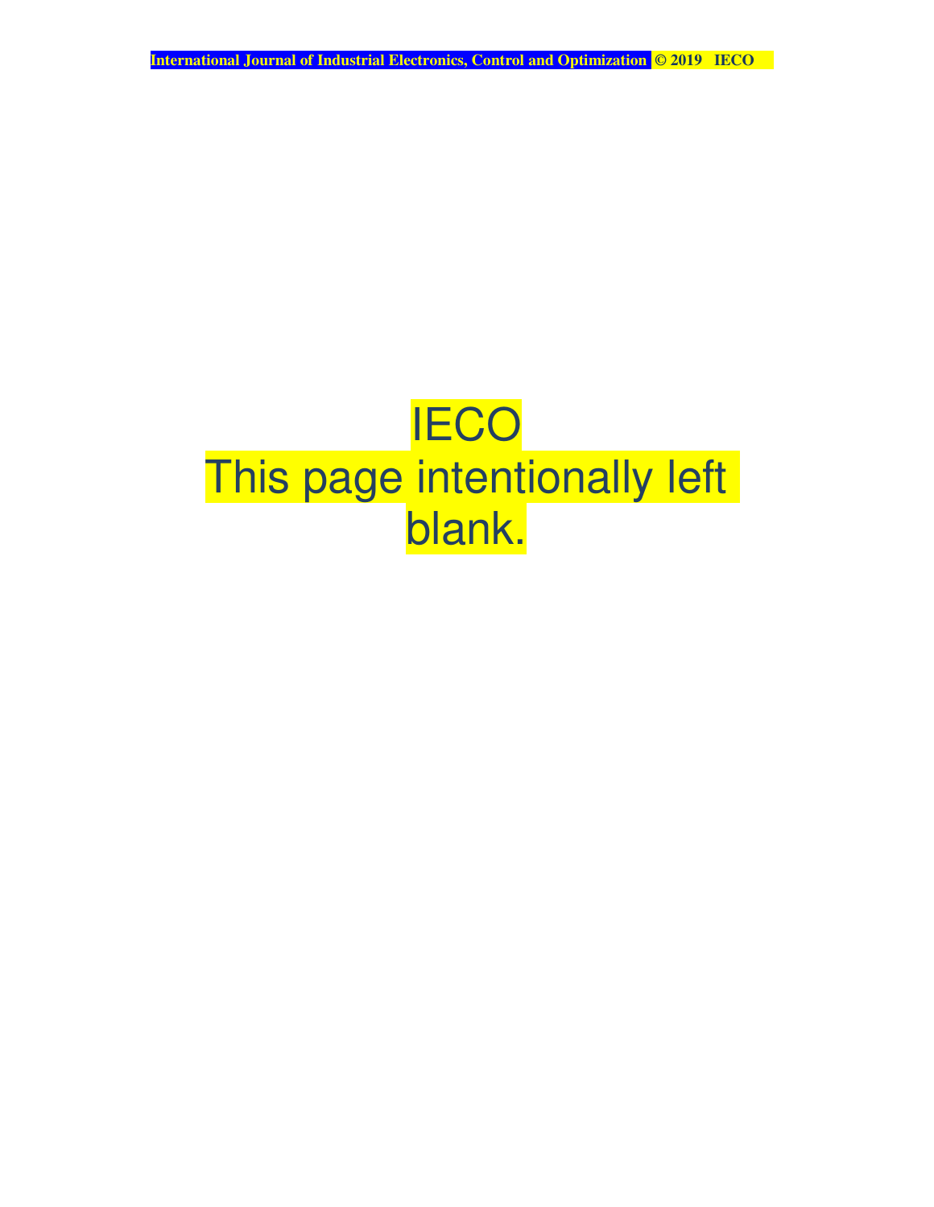IECO

This page intentionally left blank.